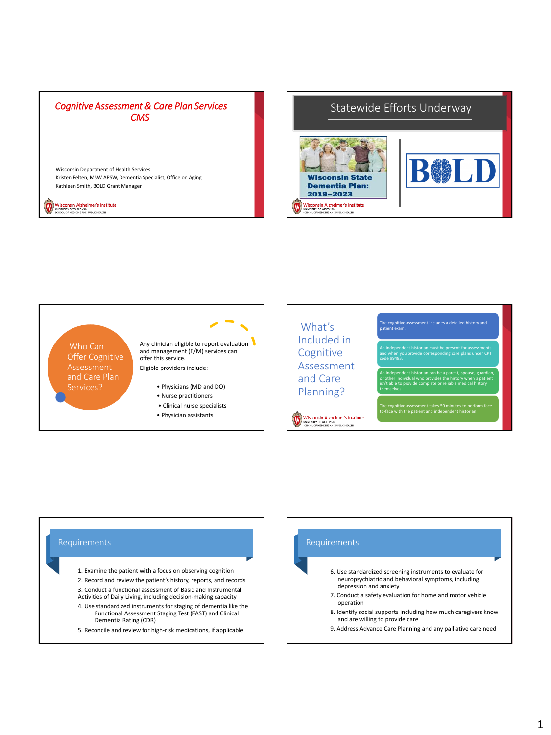## Cognitive Assessment & Care Plan Services CMS

Wisconsin Department of Health Services

Kristen Felten, MSW APSW, Dementia Specialist, Office on Aging

Kathleen Smith, BOLD Grant Manager

Wisconsin Alzheimer's Institute
UNIVERSITY OF WISCONSIN
SCHOOL OF MEDICINE AND PUBLIC HEALTH

---

## Statewide Efforts Underway

Wisconsin State Dementia Plan: 2019–2023

BOLD

Wisconsin Alzheimer's Institute
UNIVERSITY OF WISCONSIN
SCHOOL OF MEDICINE AND PUBLIC HEALTH

---

## Who Can Offer Cognitive Assessment and Care Plan Services?

Any clinician eligible to report evaluation and management (E/M) services can offer this service.

Eligible providers include:

- Physicians (MD and DO)
- Nurse practitioners
- Clinical nurse specialists
- Physician assistants

---

## What's Included in Cognitive Assessment and Care Planning?

- The cognitive assessment includes a detailed history and patient exam.
- An independent historian must be present for assessments and when you provide corresponding care plans under CPT code 99483.
- An independent historian can be a parent, spouse, guardian, or other individual who provides the history when a patient isn't able to provide complete or reliable medical history themselves.
- The cognitive assessment takes 50 minutes to perform face-to-face with the patient and independent historian.

Wisconsin Alzheimer's Institute
UNIVERSITY OF WISCONSIN
SCHOOL OF MEDICINE AND PUBLIC HEALTH

---

## Requirements

1. Examine the patient with a focus on observing cognition
2. Record and review the patient's history, reports, and records
3. Conduct a functional assessment of Basic and Instrumental Activities of Daily Living, including decision-making capacity
4. Use standardized instruments for staging of dementia like the Functional Assessment Staging Test (FAST) and Clinical Dementia Rating (CDR)
5. Reconcile and review for high-risk medications, if applicable

---

## Requirements

6. Use standardized screening instruments to evaluate for neuropsychiatric and behavioral symptoms, including depression and anxiety
7. Conduct a safety evaluation for home and motor vehicle operation
8. Identify social supports including how much caregivers know and are willing to provide care
9. Address Advance Care Planning and any palliative care need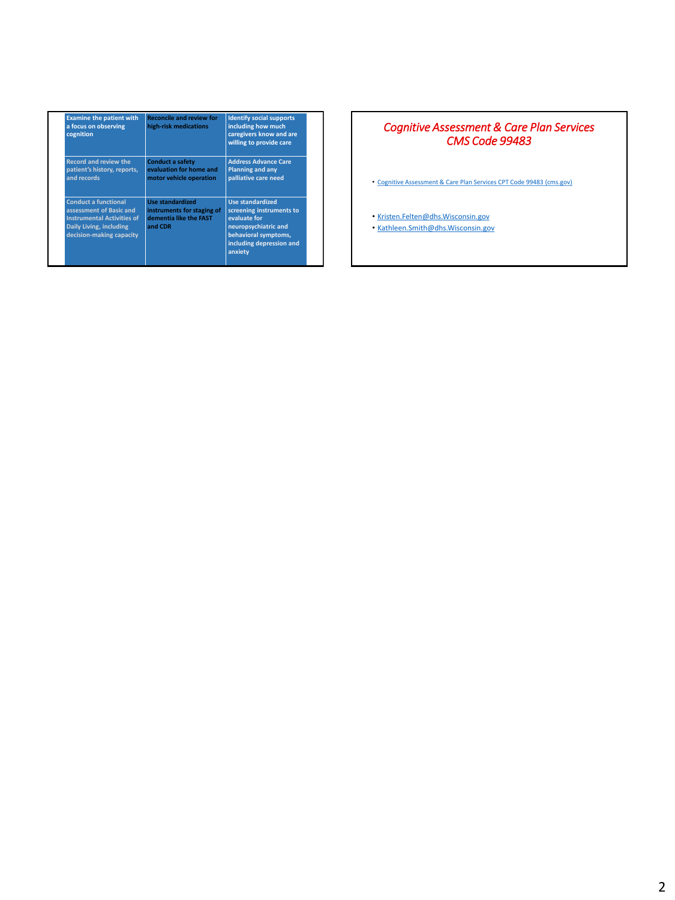| | | |
|---|---|---|
| Examine the patient with a focus on observing cognition | Reconcile and review for high-risk medications | Identify social supports including how much caregivers know and are willing to provide care |
| Record and review the patient's history, reports, and records | Conduct a safety evaluation for home and motor vehicle operation | Address Advance Care Planning and any palliative care need |
| Conduct a functional assessment of Basic and Instrumental Activities of Daily Living, including decision-making capacity | Use standardized instruments for staging of dementia like the FAST and CDR | Use standardized screening instruments to evaluate for neuropsychiatric and behavioral symptoms, including depression and anxiety |

# *Cognitive Assessment & Care Plan Services CMS Code 99483*

- Cognitive Assessment & Care Plan Services CPT Code 99483 (cms.gov)

- Kristen.Felten@dhs.Wisconsin.gov
- Kathleen.Smith@dhs.Wisconsin.gov